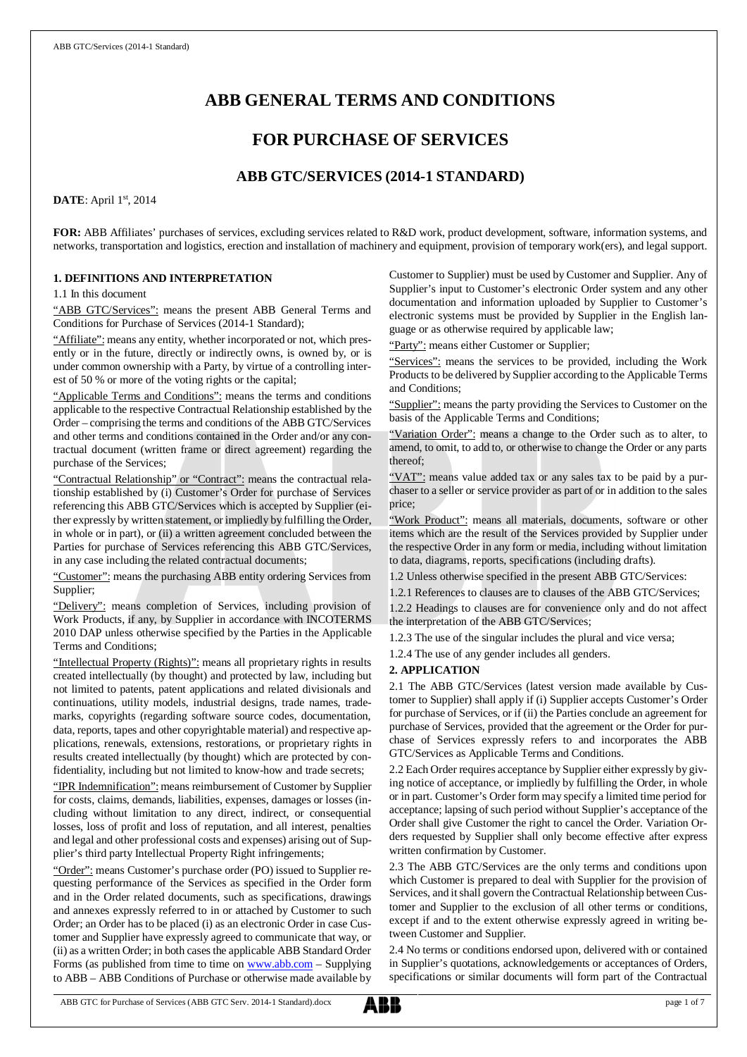# ABB GENERAL TERMS AND CONDITIONS

## FOR PURCHASE OF SERVICES

### ABB GTC/SERVICES (2014-1 STANDARD)

**DATE**: April 1st, 2014

**FOR:** ABB Affiliates' purchases of services, excluding services related to R&D work, product development, software, information systems, and networks, transportation and logistics, erection and installation of machinery and equipment, provision of temporary work(ers), and legal support.

**1. DEFINITIONS AND INTERPRETATION**

1.1 In this document

"ABB GTC/Services": means the present ABB General Terms and Conditions for Purchase of Services (2014-1 Standard);

"Affiliate": means any entity, whether incorporated or not, which presently or in the future, directly or indirectly owns, is owned by, or is under common ownership with a Party, by virtue of a controlling interest of 50 % or more of the voting rights or the capital;

"Applicable Terms and Conditions": means the terms and conditions applicable to the respective Contractual Relationship established by the Order – comprising the terms and conditions of the ABB GTC/Services and other terms and conditions contained in the Order and/or any contractual document (written frame or direct agreement) regarding the purchase of the Services;

"Contractual Relationship" or "Contract": means the contractual relationship established by (i) Customer's Order for purchase of Services referencing this ABB GTC/Services which is accepted by Supplier (either expressly by written statement, or impliedly by fulfilling the Order, in whole or in part), or (ii) a written agreement concluded between the Parties for purchase of Services referencing this ABB GTC/Services, in any case including the related contractual documents;

"Customer": means the purchasing ABB entity ordering Services from Supplier;

"Delivery": means completion of Services, including provision of Work Products, if any, by Supplier in accordance with INCOTERMS 2010 DAP unless otherwise specified by the Parties in the Applicable Terms and Conditions;

"Intellectual Property (Rights)": means all proprietary rights in results created intellectually (by thought) and protected by law, including but not limited to patents, patent applications and related divisionals and continuations, utility models, industrial designs, trade names, trademarks, copyrights (regarding software source codes, documentation, data, reports, tapes and other copyrightable material) and respective applications, renewals, extensions, restorations, or proprietary rights in results created intellectually (by thought) which are protected by confidentiality, including but not limited to know-how and trade secrets;

"IPR Indemnification": means reimbursement of Customer by Supplier for costs, claims, demands, liabilities, expenses, damages or losses (including without limitation to any direct, indirect, or consequential losses, loss of profit and loss of reputation, and all interest, penalties and legal and other professional costs and expenses) arising out of Supplier's third party Intellectual Property Right infringements;

"Order": means Customer's purchase order (PO) issued to Supplier requesting performance of the Services as specified in the Order form and in the Order related documents, such as specifications, drawings and annexes expressly referred to in or attached by Customer to such Order; an Order has to be placed (i) as an electronic Order in case Customer and Supplier have expressly agreed to communicate that way, or (ii) as a written Order; in both cases the applicable ABB Standard Order Forms (as published from time to time on www.abb.com – Supplying to ABB – ABB Conditions of Purchase or otherwise made available by Customer to Supplier) must be used by Customer and Supplier. Any of Supplier's input to Customer's electronic Order system and any other documentation and information uploaded by Supplier to Customer's electronic systems must be provided by Supplier in the English language or as otherwise required by applicable law;

"Party": means either Customer or Supplier;

"Services": means the services to be provided, including the Work Products to be delivered by Supplier according to the Applicable Terms and Conditions;

"Supplier": means the party providing the Services to Customer on the basis of the Applicable Terms and Conditions;

"Variation Order": means a change to the Order such as to alter, to amend, to omit, to add to, or otherwise to change the Order or any parts thereof;

"VAT": means value added tax or any sales tax to be paid by a purchaser to a seller or service provider as part of or in addition to the sales price;

"Work Product": means all materials, documents, software or other items which are the result of the Services provided by Supplier under the respective Order in any form or media, including without limitation to data, diagrams, reports, specifications (including drafts).

1.2 Unless otherwise specified in the present ABB GTC/Services:

1.2.1 References to clauses are to clauses of the ABB GTC/Services;

1.2.2 Headings to clauses are for convenience only and do not affect the interpretation of the ABB GTC/Services;

1.2.3 The use of the singular includes the plural and vice versa;

1.2.4 The use of any gender includes all genders.

**2. APPLICATION**

2.1 The ABB GTC/Services (latest version made available by Customer to Supplier) shall apply if (i) Supplier accepts Customer's Order for purchase of Services, or if (ii) the Parties conclude an agreement for purchase of Services, provided that the agreement or the Order for purchase of Services expressly refers to and incorporates the ABB GTC/Services as Applicable Terms and Conditions.

2.2 Each Order requires acceptance by Supplier either expressly by giving notice of acceptance, or impliedly by fulfilling the Order, in whole or in part. Customer's Order form may specify a limited time period for acceptance; lapsing of such period without Supplier's acceptance of the Order shall give Customer the right to cancel the Order. Variation Orders requested by Supplier shall only become effective after express written confirmation by Customer.

2.3 The ABB GTC/Services are the only terms and conditions upon which Customer is prepared to deal with Supplier for the provision of Services, and it shall govern the Contractual Relationship between Customer and Supplier to the exclusion of all other terms or conditions, except if and to the extent otherwise expressly agreed in writing between Customer and Supplier.

2.4 No terms or conditions endorsed upon, delivered with or contained in Supplier's quotations, acknowledgements or acceptances of Orders, specifications or similar documents will form part of the Contractual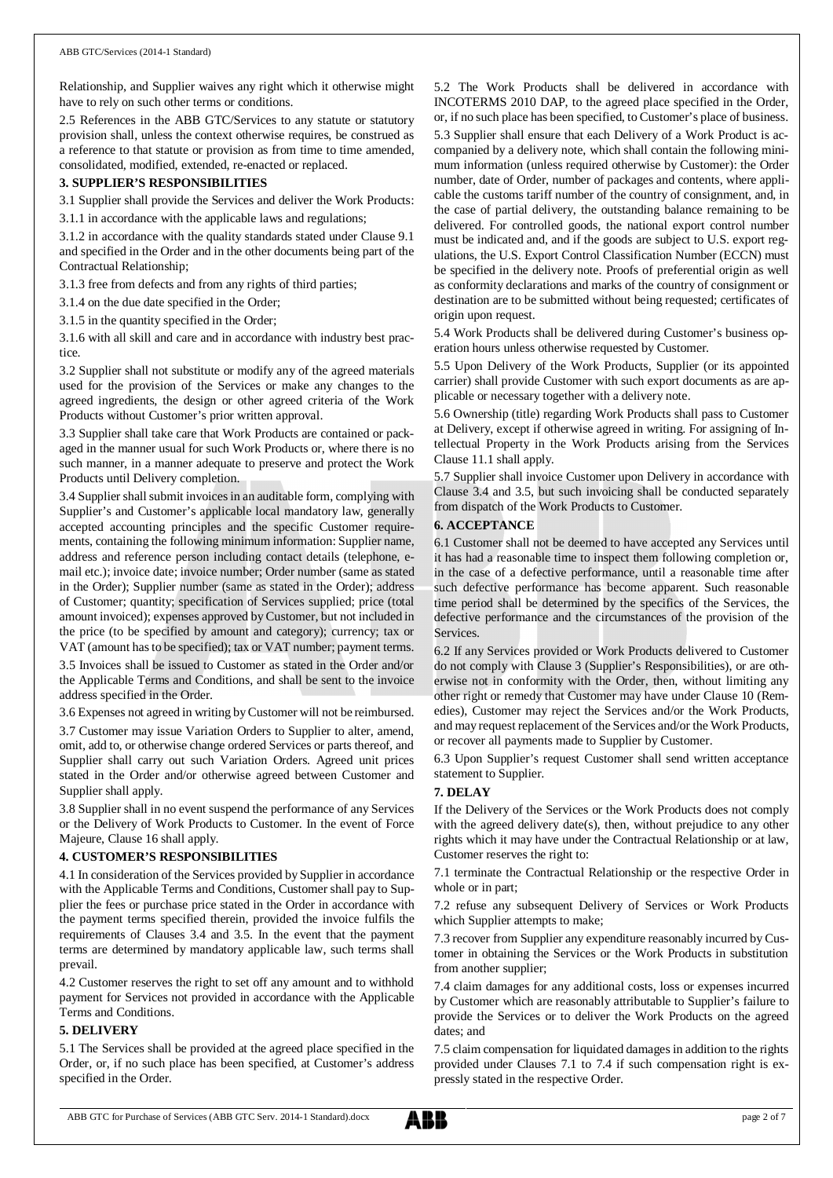Relationship, and Supplier waives any right which it otherwise might have to rely on such other terms or conditions.

2.5 References in the ABB GTC/Services to any statute or statutory provision shall, unless the context otherwise requires, be construed as a reference to that statute or provision as from time to time amended, consolidated, modified, extended, re-enacted or replaced.

## 3. SUPPLIER'S RESPONSIBILITIES

3.1 Supplier shall provide the Services and deliver the Work Products:

3.1.1 in accordance with the applicable laws and regulations;

3.1.2 in accordance with the quality standards stated under Clause 9.1 and specified in the Order and in the other documents being part of the Contractual Relationship;

3.1.3 free from defects and from any rights of third parties;

3.1.4 on the due date specified in the Order;

3.1.5 in the quantity specified in the Order;

3.1.6 with all skill and care and in accordance with industry best practice.

3.2 Supplier shall not substitute or modify any of the agreed materials used for the provision of the Services or make any changes to the agreed ingredients, the design or other agreed criteria of the Work Products without Customer's prior written approval.

3.3 Supplier shall take care that Work Products are contained or packaged in the manner usual for such Work Products or, where there is no such manner, in a manner adequate to preserve and protect the Work Products until Delivery completion.

3.4 Supplier shall submit invoices in an auditable form, complying with Supplier's and Customer's applicable local mandatory law, generally accepted accounting principles and the specific Customer requirements, containing the following minimum information: Supplier name, address and reference person including contact details (telephone, e-mail etc.); invoice date; invoice number; Order number (same as stated in the Order); Supplier number (same as stated in the Order); address of Customer; quantity; specification of Services supplied; price (total amount invoiced); expenses approved by Customer, but not included in the price (to be specified by amount and category); currency; tax or VAT (amount has to be specified); tax or VAT number; payment terms.

3.5 Invoices shall be issued to Customer as stated in the Order and/or the Applicable Terms and Conditions, and shall be sent to the invoice address specified in the Order.

3.6 Expenses not agreed in writing by Customer will not be reimbursed.

3.7 Customer may issue Variation Orders to Supplier to alter, amend, omit, add to, or otherwise change ordered Services or parts thereof, and Supplier shall carry out such Variation Orders. Agreed unit prices stated in the Order and/or otherwise agreed between Customer and Supplier shall apply.

3.8 Supplier shall in no event suspend the performance of any Services or the Delivery of Work Products to Customer. In the event of Force Majeure, Clause 16 shall apply.

## 4. CUSTOMER'S RESPONSIBILITIES

4.1 In consideration of the Services provided by Supplier in accordance with the Applicable Terms and Conditions, Customer shall pay to Supplier the fees or purchase price stated in the Order in accordance with the payment terms specified therein, provided the invoice fulfils the requirements of Clauses 3.4 and 3.5. In the event that the payment terms are determined by mandatory applicable law, such terms shall prevail.

4.2 Customer reserves the right to set off any amount and to withhold payment for Services not provided in accordance with the Applicable Terms and Conditions.

## 5. DELIVERY

5.1 The Services shall be provided at the agreed place specified in the Order, or, if no such place has been specified, at Customer's address specified in the Order.

5.2 The Work Products shall be delivered in accordance with INCOTERMS 2010 DAP, to the agreed place specified in the Order, or, if no such place has been specified, to Customer's place of business.

5.3 Supplier shall ensure that each Delivery of a Work Product is accompanied by a delivery note, which shall contain the following minimum information (unless required otherwise by Customer): the Order number, date of Order, number of packages and contents, where applicable the customs tariff number of the country of consignment, and, in the case of partial delivery, the outstanding balance remaining to be delivered. For controlled goods, the national export control number must be indicated and, and if the goods are subject to U.S. export regulations, the U.S. Export Control Classification Number (ECCN) must be specified in the delivery note. Proofs of preferential origin as well as conformity declarations and marks of the country of consignment or destination are to be submitted without being requested; certificates of origin upon request.

5.4 Work Products shall be delivered during Customer's business operation hours unless otherwise requested by Customer.

5.5 Upon Delivery of the Work Products, Supplier (or its appointed carrier) shall provide Customer with such export documents as are applicable or necessary together with a delivery note.

5.6 Ownership (title) regarding Work Products shall pass to Customer at Delivery, except if otherwise agreed in writing. For assigning of Intellectual Property in the Work Products arising from the Services Clause 11.1 shall apply.

5.7 Supplier shall invoice Customer upon Delivery in accordance with Clause 3.4 and 3.5, but such invoicing shall be conducted separately from dispatch of the Work Products to Customer.

## 6. ACCEPTANCE

6.1 Customer shall not be deemed to have accepted any Services until it has had a reasonable time to inspect them following completion or, in the case of a defective performance, until a reasonable time after such defective performance has become apparent. Such reasonable time period shall be determined by the specifics of the Services, the defective performance and the circumstances of the provision of the Services.

6.2 If any Services provided or Work Products delivered to Customer do not comply with Clause 3 (Supplier's Responsibilities), or are otherwise not in conformity with the Order, then, without limiting any other right or remedy that Customer may have under Clause 10 (Remedies), Customer may reject the Services and/or the Work Products, and may request replacement of the Services and/or the Work Products, or recover all payments made to Supplier by Customer.

6.3 Upon Supplier's request Customer shall send written acceptance statement to Supplier.

## 7. DELAY

If the Delivery of the Services or the Work Products does not comply with the agreed delivery date(s), then, without prejudice to any other rights which it may have under the Contractual Relationship or at law, Customer reserves the right to:

7.1 terminate the Contractual Relationship or the respective Order in whole or in part;

7.2 refuse any subsequent Delivery of Services or Work Products which Supplier attempts to make;

7.3 recover from Supplier any expenditure reasonably incurred by Customer in obtaining the Services or the Work Products in substitution from another supplier;

7.4 claim damages for any additional costs, loss or expenses incurred by Customer which are reasonably attributable to Supplier's failure to provide the Services or to deliver the Work Products on the agreed dates; and

7.5 claim compensation for liquidated damages in addition to the rights provided under Clauses 7.1 to 7.4 if such compensation right is expressly stated in the respective Order.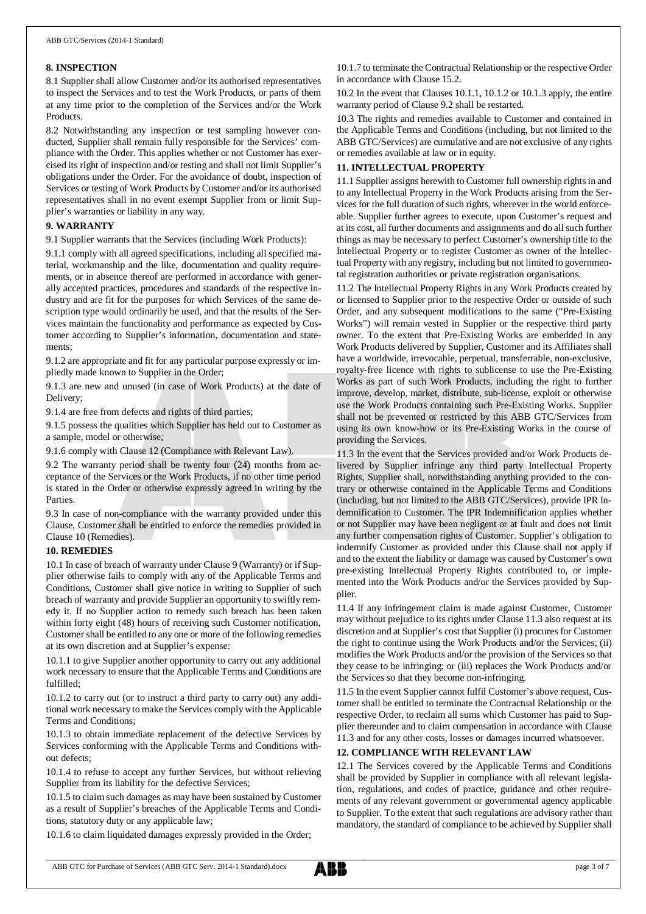## 8. INSPECTION

8.1 Supplier shall allow Customer and/or its authorised representatives to inspect the Services and to test the Work Products, or parts of them at any time prior to the completion of the Services and/or the Work Products.

8.2 Notwithstanding any inspection or test sampling however conducted, Supplier shall remain fully responsible for the Services' compliance with the Order. This applies whether or not Customer has exercised its right of inspection and/or testing and shall not limit Supplier's obligations under the Order. For the avoidance of doubt, inspection of Services or testing of Work Products by Customer and/or its authorised representatives shall in no event exempt Supplier from or limit Supplier's warranties or liability in any way.

## 9. WARRANTY

9.1 Supplier warrants that the Services (including Work Products):

9.1.1 comply with all agreed specifications, including all specified material, workmanship and the like, documentation and quality requirements, or in absence thereof are performed in accordance with generally accepted practices, procedures and standards of the respective industry and are fit for the purposes for which Services of the same description type would ordinarily be used, and that the results of the Services maintain the functionality and performance as expected by Customer according to Supplier's information, documentation and statements;

9.1.2 are appropriate and fit for any particular purpose expressly or impliedly made known to Supplier in the Order;

9.1.3 are new and unused (in case of Work Products) at the date of Delivery;

9.1.4 are free from defects and rights of third parties;

9.1.5 possess the qualities which Supplier has held out to Customer as a sample, model or otherwise;

9.1.6 comply with Clause 12 (Compliance with Relevant Law).

9.2 The warranty period shall be twenty four (24) months from acceptance of the Services or the Work Products, if no other time period is stated in the Order or otherwise expressly agreed in writing by the Parties.

9.3 In case of non-compliance with the warranty provided under this Clause, Customer shall be entitled to enforce the remedies provided in Clause 10 (Remedies).

## 10. REMEDIES

10.1 In case of breach of warranty under Clause 9 (Warranty) or if Supplier otherwise fails to comply with any of the Applicable Terms and Conditions, Customer shall give notice in writing to Supplier of such breach of warranty and provide Supplier an opportunity to swiftly remedy it. If no Supplier action to remedy such breach has been taken within forty eight (48) hours of receiving such Customer notification, Customer shall be entitled to any one or more of the following remedies at its own discretion and at Supplier's expense:

10.1.1 to give Supplier another opportunity to carry out any additional work necessary to ensure that the Applicable Terms and Conditions are fulfilled;

10.1.2 to carry out (or to instruct a third party to carry out) any additional work necessary to make the Services comply with the Applicable Terms and Conditions;

10.1.3 to obtain immediate replacement of the defective Services by Services conforming with the Applicable Terms and Conditions without defects;

10.1.4 to refuse to accept any further Services, but without relieving Supplier from its liability for the defective Services;

10.1.5 to claim such damages as may have been sustained by Customer as a result of Supplier's breaches of the Applicable Terms and Conditions, statutory duty or any applicable law;

10.1.6 to claim liquidated damages expressly provided in the Order;

10.1.7 to terminate the Contractual Relationship or the respective Order in accordance with Clause 15.2.

10.2 In the event that Clauses 10.1.1, 10.1.2 or 10.1.3 apply, the entire warranty period of Clause 9.2 shall be restarted.

10.3 The rights and remedies available to Customer and contained in the Applicable Terms and Conditions (including, but not limited to the ABB GTC/Services) are cumulative and are not exclusive of any rights or remedies available at law or in equity.

## 11. INTELLECTUAL PROPERTY

11.1 Supplier assigns herewith to Customer full ownership rights in and to any Intellectual Property in the Work Products arising from the Services for the full duration of such rights, wherever in the world enforceable. Supplier further agrees to execute, upon Customer's request and at its cost, all further documents and assignments and do all such further things as may be necessary to perfect Customer's ownership title to the Intellectual Property or to register Customer as owner of the Intellectual Property with any registry, including but not limited to governmental registration authorities or private registration organisations.

11.2 The Intellectual Property Rights in any Work Products created by or licensed to Supplier prior to the respective Order or outside of such Order, and any subsequent modifications to the same ("Pre-Existing Works") will remain vested in Supplier or the respective third party owner. To the extent that Pre-Existing Works are embedded in any Work Products delivered by Supplier, Customer and its Affiliates shall have a worldwide, irrevocable, perpetual, transferrable, non-exclusive, royalty-free licence with rights to sublicense to use the Pre-Existing Works as part of such Work Products, including the right to further improve, develop, market, distribute, sub-license, exploit or otherwise use the Work Products containing such Pre-Existing Works. Supplier shall not be prevented or restricted by this ABB GTC/Services from using its own know-how or its Pre-Existing Works in the course of providing the Services.

11.3 In the event that the Services provided and/or Work Products delivered by Supplier infringe any third party Intellectual Property Rights, Supplier shall, notwithstanding anything provided to the contrary or otherwise contained in the Applicable Terms and Conditions (including, but not limited to the ABB GTC/Services), provide IPR Indemnification to Customer. The IPR Indemnification applies whether or not Supplier may have been negligent or at fault and does not limit any further compensation rights of Customer. Supplier's obligation to indemnify Customer as provided under this Clause shall not apply if and to the extent the liability or damage was caused by Customer's own pre-existing Intellectual Property Rights contributed to, or implemented into the Work Products and/or the Services provided by Supplier.

11.4 If any infringement claim is made against Customer, Customer may without prejudice to its rights under Clause 11.3 also request at its discretion and at Supplier's cost that Supplier (i) procures for Customer the right to continue using the Work Products and/or the Services; (ii) modifies the Work Products and/or the provision of the Services so that they cease to be infringing; or (iii) replaces the Work Products and/or the Services so that they become non-infringing.

11.5 In the event Supplier cannot fulfil Customer's above request, Customer shall be entitled to terminate the Contractual Relationship or the respective Order, to reclaim all sums which Customer has paid to Supplier thereunder and to claim compensation in accordance with Clause 11.3 and for any other costs, losses or damages incurred whatsoever.

## 12. COMPLIANCE WITH RELEVANT LAW

12.1 The Services covered by the Applicable Terms and Conditions shall be provided by Supplier in compliance with all relevant legislation, regulations, and codes of practice, guidance and other requirements of any relevant government or governmental agency applicable to Supplier. To the extent that such regulations are advisory rather than mandatory, the standard of compliance to be achieved by Supplier shall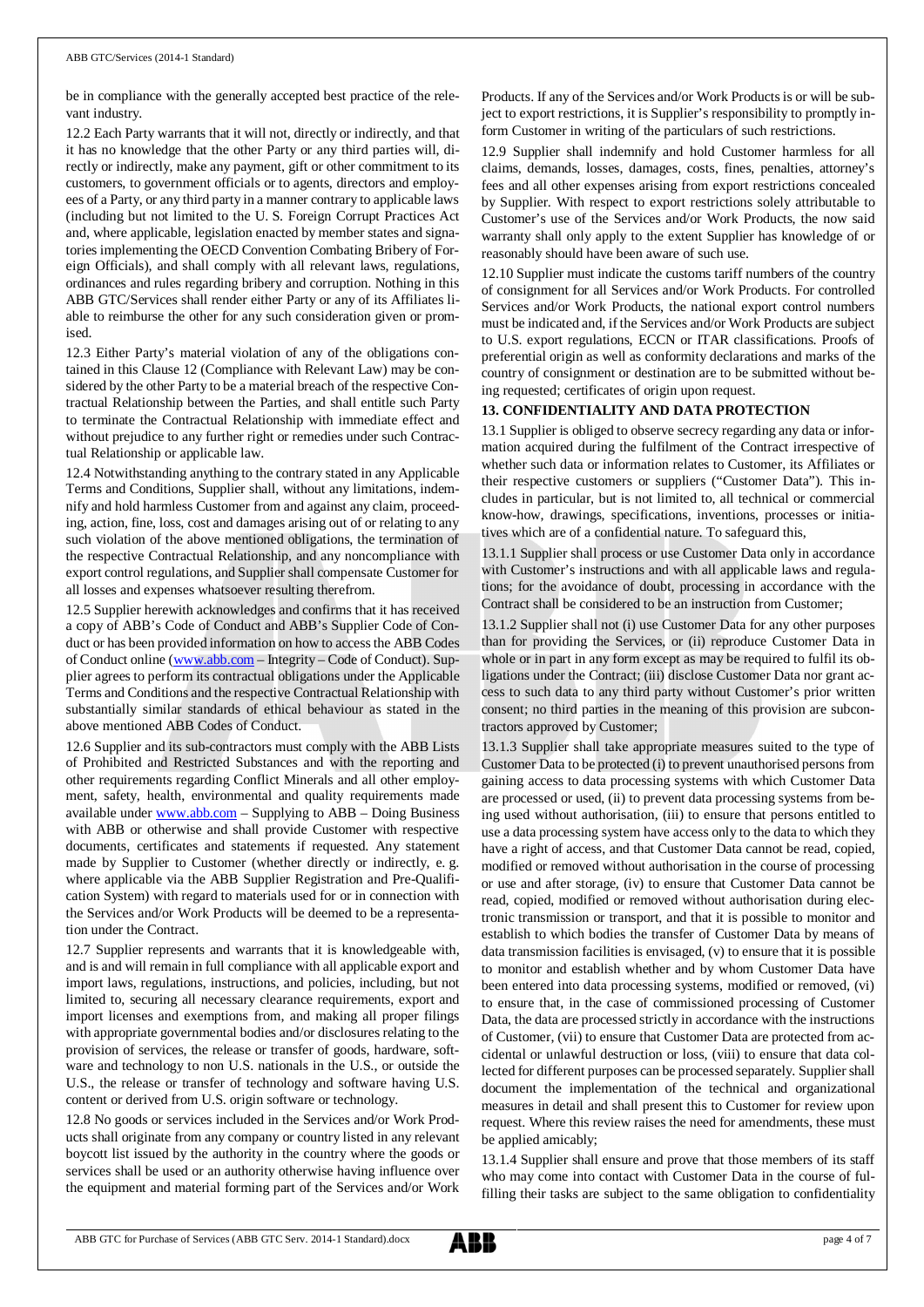be in compliance with the generally accepted best practice of the relevant industry.

12.2 Each Party warrants that it will not, directly or indirectly, and that it has no knowledge that the other Party or any third parties will, directly or indirectly, make any payment, gift or other commitment to its customers, to government officials or to agents, directors and employees of a Party, or any third party in a manner contrary to applicable laws (including but not limited to the U. S. Foreign Corrupt Practices Act and, where applicable, legislation enacted by member states and signatories implementing the OECD Convention Combating Bribery of Foreign Officials), and shall comply with all relevant laws, regulations, ordinances and rules regarding bribery and corruption. Nothing in this ABB GTC/Services shall render either Party or any of its Affiliates liable to reimburse the other for any such consideration given or promised.

12.3 Either Party's material violation of any of the obligations contained in this Clause 12 (Compliance with Relevant Law) may be considered by the other Party to be a material breach of the respective Contractual Relationship between the Parties, and shall entitle such Party to terminate the Contractual Relationship with immediate effect and without prejudice to any further right or remedies under such Contractual Relationship or applicable law.

12.4 Notwithstanding anything to the contrary stated in any Applicable Terms and Conditions, Supplier shall, without any limitations, indemnify and hold harmless Customer from and against any claim, proceeding, action, fine, loss, cost and damages arising out of or relating to any such violation of the above mentioned obligations, the termination of the respective Contractual Relationship, and any noncompliance with export control regulations, and Supplier shall compensate Customer for all losses and expenses whatsoever resulting therefrom.

12.5 Supplier herewith acknowledges and confirms that it has received a copy of ABB's Code of Conduct and ABB's Supplier Code of Conduct or has been provided information on how to access the ABB Codes of Conduct online (www.abb.com – Integrity – Code of Conduct). Supplier agrees to perform its contractual obligations under the Applicable Terms and Conditions and the respective Contractual Relationship with substantially similar standards of ethical behaviour as stated in the above mentioned ABB Codes of Conduct.

12.6 Supplier and its sub-contractors must comply with the ABB Lists of Prohibited and Restricted Substances and with the reporting and other requirements regarding Conflict Minerals and all other employment, safety, health, environmental and quality requirements made available under www.abb.com – Supplying to ABB – Doing Business with ABB or otherwise and shall provide Customer with respective documents, certificates and statements if requested. Any statement made by Supplier to Customer (whether directly or indirectly, e. g. where applicable via the ABB Supplier Registration and Pre-Qualification System) with regard to materials used for or in connection with the Services and/or Work Products will be deemed to be a representation under the Contract.

12.7 Supplier represents and warrants that it is knowledgeable with, and is and will remain in full compliance with all applicable export and import laws, regulations, instructions, and policies, including, but not limited to, securing all necessary clearance requirements, export and import licenses and exemptions from, and making all proper filings with appropriate governmental bodies and/or disclosures relating to the provision of services, the release or transfer of goods, hardware, software and technology to non U.S. nationals in the U.S., or outside the U.S., the release or transfer of technology and software having U.S. content or derived from U.S. origin software or technology.

12.8 No goods or services included in the Services and/or Work Products shall originate from any company or country listed in any relevant boycott list issued by the authority in the country where the goods or services shall be used or an authority otherwise having influence over the equipment and material forming part of the Services and/or Work Products. If any of the Services and/or Work Products is or will be subject to export restrictions, it is Supplier's responsibility to promptly inform Customer in writing of the particulars of such restrictions.

12.9 Supplier shall indemnify and hold Customer harmless for all claims, demands, losses, damages, costs, fines, penalties, attorney's fees and all other expenses arising from export restrictions concealed by Supplier. With respect to export restrictions solely attributable to Customer's use of the Services and/or Work Products, the now said warranty shall only apply to the extent Supplier has knowledge of or reasonably should have been aware of such use.

12.10 Supplier must indicate the customs tariff numbers of the country of consignment for all Services and/or Work Products. For controlled Services and/or Work Products, the national export control numbers must be indicated and, if the Services and/or Work Products are subject to U.S. export regulations, ECCN or ITAR classifications. Proofs of preferential origin as well as conformity declarations and marks of the country of consignment or destination are to be submitted without being requested; certificates of origin upon request.

## 13. CONFIDENTIALITY AND DATA PROTECTION

13.1 Supplier is obliged to observe secrecy regarding any data or information acquired during the fulfilment of the Contract irrespective of whether such data or information relates to Customer, its Affiliates or their respective customers or suppliers ("Customer Data"). This includes in particular, but is not limited to, all technical or commercial know-how, drawings, specifications, inventions, processes or initiatives which are of a confidential nature. To safeguard this,

13.1.1 Supplier shall process or use Customer Data only in accordance with Customer's instructions and with all applicable laws and regulations; for the avoidance of doubt, processing in accordance with the Contract shall be considered to be an instruction from Customer;

13.1.2 Supplier shall not (i) use Customer Data for any other purposes than for providing the Services, or (ii) reproduce Customer Data in whole or in part in any form except as may be required to fulfil its obligations under the Contract; (iii) disclose Customer Data nor grant access to such data to any third party without Customer's prior written consent; no third parties in the meaning of this provision are subcontractors approved by Customer;

13.1.3 Supplier shall take appropriate measures suited to the type of Customer Data to be protected (i) to prevent unauthorised persons from gaining access to data processing systems with which Customer Data are processed or used, (ii) to prevent data processing systems from being used without authorisation, (iii) to ensure that persons entitled to use a data processing system have access only to the data to which they have a right of access, and that Customer Data cannot be read, copied, modified or removed without authorisation in the course of processing or use and after storage, (iv) to ensure that Customer Data cannot be read, copied, modified or removed without authorisation during electronic transmission or transport, and that it is possible to monitor and establish to which bodies the transfer of Customer Data by means of data transmission facilities is envisaged, (v) to ensure that it is possible to monitor and establish whether and by whom Customer Data have been entered into data processing systems, modified or removed, (vi) to ensure that, in the case of commissioned processing of Customer Data, the data are processed strictly in accordance with the instructions of Customer, (vii) to ensure that Customer Data are protected from accidental or unlawful destruction or loss, (viii) to ensure that data collected for different purposes can be processed separately. Supplier shall document the implementation of the technical and organizational measures in detail and shall present this to Customer for review upon request. Where this review raises the need for amendments, these must be applied amicably;

13.1.4 Supplier shall ensure and prove that those members of its staff who may come into contact with Customer Data in the course of fulfilling their tasks are subject to the same obligation to confidentiality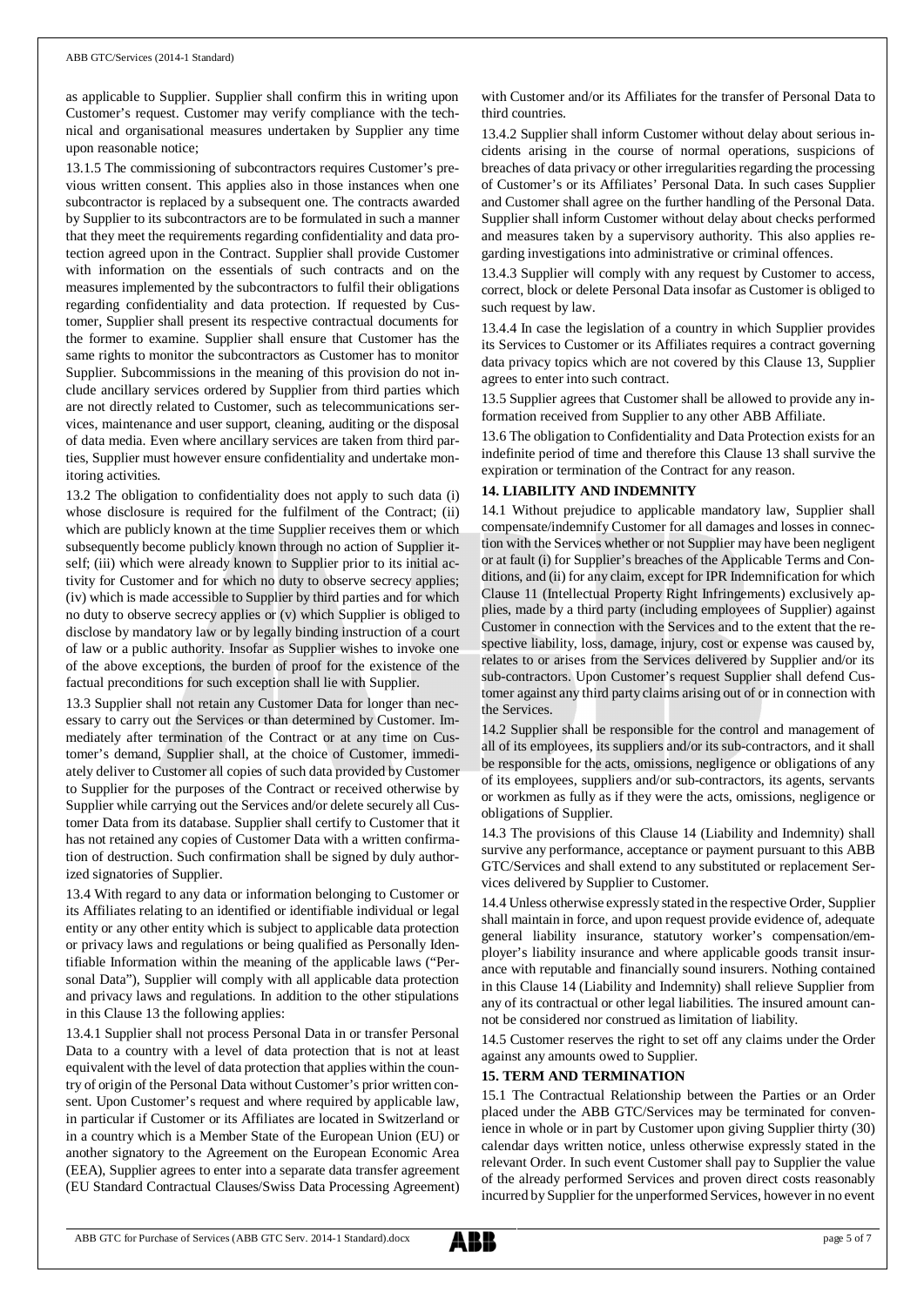as applicable to Supplier. Supplier shall confirm this in writing upon Customer's request. Customer may verify compliance with the technical and organisational measures undertaken by Supplier any time upon reasonable notice;

13.1.5 The commissioning of subcontractors requires Customer's previous written consent. This applies also in those instances when one subcontractor is replaced by a subsequent one. The contracts awarded by Supplier to its subcontractors are to be formulated in such a manner that they meet the requirements regarding confidentiality and data protection agreed upon in the Contract. Supplier shall provide Customer with information on the essentials of such contracts and on the measures implemented by the subcontractors to fulfil their obligations regarding confidentiality and data protection. If requested by Customer, Supplier shall present its respective contractual documents for the former to examine. Supplier shall ensure that Customer has the same rights to monitor the subcontractors as Customer has to monitor Supplier. Subcommissions in the meaning of this provision do not include ancillary services ordered by Supplier from third parties which are not directly related to Customer, such as telecommunications services, maintenance and user support, cleaning, auditing or the disposal of data media. Even where ancillary services are taken from third parties, Supplier must however ensure confidentiality and undertake monitoring activities.

13.2 The obligation to confidentiality does not apply to such data (i) whose disclosure is required for the fulfilment of the Contract; (ii) which are publicly known at the time Supplier receives them or which subsequently become publicly known through no action of Supplier itself; (iii) which were already known to Supplier prior to its initial activity for Customer and for which no duty to observe secrecy applies; (iv) which is made accessible to Supplier by third parties and for which no duty to observe secrecy applies or (v) which Supplier is obliged to disclose by mandatory law or by legally binding instruction of a court of law or a public authority. Insofar as Supplier wishes to invoke one of the above exceptions, the burden of proof for the existence of the factual preconditions for such exception shall lie with Supplier.

13.3 Supplier shall not retain any Customer Data for longer than necessary to carry out the Services or than determined by Customer. Immediately after termination of the Contract or at any time on Customer's demand, Supplier shall, at the choice of Customer, immediately deliver to Customer all copies of such data provided by Customer to Supplier for the purposes of the Contract or received otherwise by Supplier while carrying out the Services and/or delete securely all Customer Data from its database. Supplier shall certify to Customer that it has not retained any copies of Customer Data with a written confirmation of destruction. Such confirmation shall be signed by duly authorized signatories of Supplier.

13.4 With regard to any data or information belonging to Customer or its Affiliates relating to an identified or identifiable individual or legal entity or any other entity which is subject to applicable data protection or privacy laws and regulations or being qualified as Personally Identifiable Information within the meaning of the applicable laws ("Personal Data"), Supplier will comply with all applicable data protection and privacy laws and regulations. In addition to the other stipulations in this Clause 13 the following applies:

13.4.1 Supplier shall not process Personal Data in or transfer Personal Data to a country with a level of data protection that is not at least equivalent with the level of data protection that applies within the country of origin of the Personal Data without Customer's prior written consent. Upon Customer's request and where required by applicable law, in particular if Customer or its Affiliates are located in Switzerland or in a country which is a Member State of the European Union (EU) or another signatory to the Agreement on the European Economic Area (EEA), Supplier agrees to enter into a separate data transfer agreement (EU Standard Contractual Clauses/Swiss Data Processing Agreement) with Customer and/or its Affiliates for the transfer of Personal Data to third countries.

13.4.2 Supplier shall inform Customer without delay about serious incidents arising in the course of normal operations, suspicions of breaches of data privacy or other irregularities regarding the processing of Customer's or its Affiliates' Personal Data. In such cases Supplier and Customer shall agree on the further handling of the Personal Data. Supplier shall inform Customer without delay about checks performed and measures taken by a supervisory authority. This also applies regarding investigations into administrative or criminal offences.

13.4.3 Supplier will comply with any request by Customer to access, correct, block or delete Personal Data insofar as Customer is obliged to such request by law.

13.4.4 In case the legislation of a country in which Supplier provides its Services to Customer or its Affiliates requires a contract governing data privacy topics which are not covered by this Clause 13, Supplier agrees to enter into such contract.

13.5 Supplier agrees that Customer shall be allowed to provide any information received from Supplier to any other ABB Affiliate.

13.6 The obligation to Confidentiality and Data Protection exists for an indefinite period of time and therefore this Clause 13 shall survive the expiration or termination of the Contract for any reason.

## 14. LIABILITY AND INDEMNITY

14.1 Without prejudice to applicable mandatory law, Supplier shall compensate/indemnify Customer for all damages and losses in connection with the Services whether or not Supplier may have been negligent or at fault (i) for Supplier's breaches of the Applicable Terms and Conditions, and (ii) for any claim, except for IPR Indemnification for which Clause 11 (Intellectual Property Right Infringements) exclusively applies, made by a third party (including employees of Supplier) against Customer in connection with the Services and to the extent that the respective liability, loss, damage, injury, cost or expense was caused by, relates to or arises from the Services delivered by Supplier and/or its sub-contractors. Upon Customer's request Supplier shall defend Customer against any third party claims arising out of or in connection with the Services.

14.2 Supplier shall be responsible for the control and management of all of its employees, its suppliers and/or its sub-contractors, and it shall be responsible for the acts, omissions, negligence or obligations of any of its employees, suppliers and/or sub-contractors, its agents, servants or workmen as fully as if they were the acts, omissions, negligence or obligations of Supplier.

14.3 The provisions of this Clause 14 (Liability and Indemnity) shall survive any performance, acceptance or payment pursuant to this ABB GTC/Services and shall extend to any substituted or replacement Services delivered by Supplier to Customer.

14.4 Unless otherwise expressly stated in the respective Order, Supplier shall maintain in force, and upon request provide evidence of, adequate general liability insurance, statutory worker's compensation/employer's liability insurance and where applicable goods transit insurance with reputable and financially sound insurers. Nothing contained in this Clause 14 (Liability and Indemnity) shall relieve Supplier from any of its contractual or other legal liabilities. The insured amount cannot be considered nor construed as limitation of liability.

14.5 Customer reserves the right to set off any claims under the Order against any amounts owed to Supplier.

## 15. TERM AND TERMINATION

15.1 The Contractual Relationship between the Parties or an Order placed under the ABB GTC/Services may be terminated for convenience in whole or in part by Customer upon giving Supplier thirty (30) calendar days written notice, unless otherwise expressly stated in the relevant Order. In such event Customer shall pay to Supplier the value of the already performed Services and proven direct costs reasonably incurred by Supplier for the unperformed Services, however in no event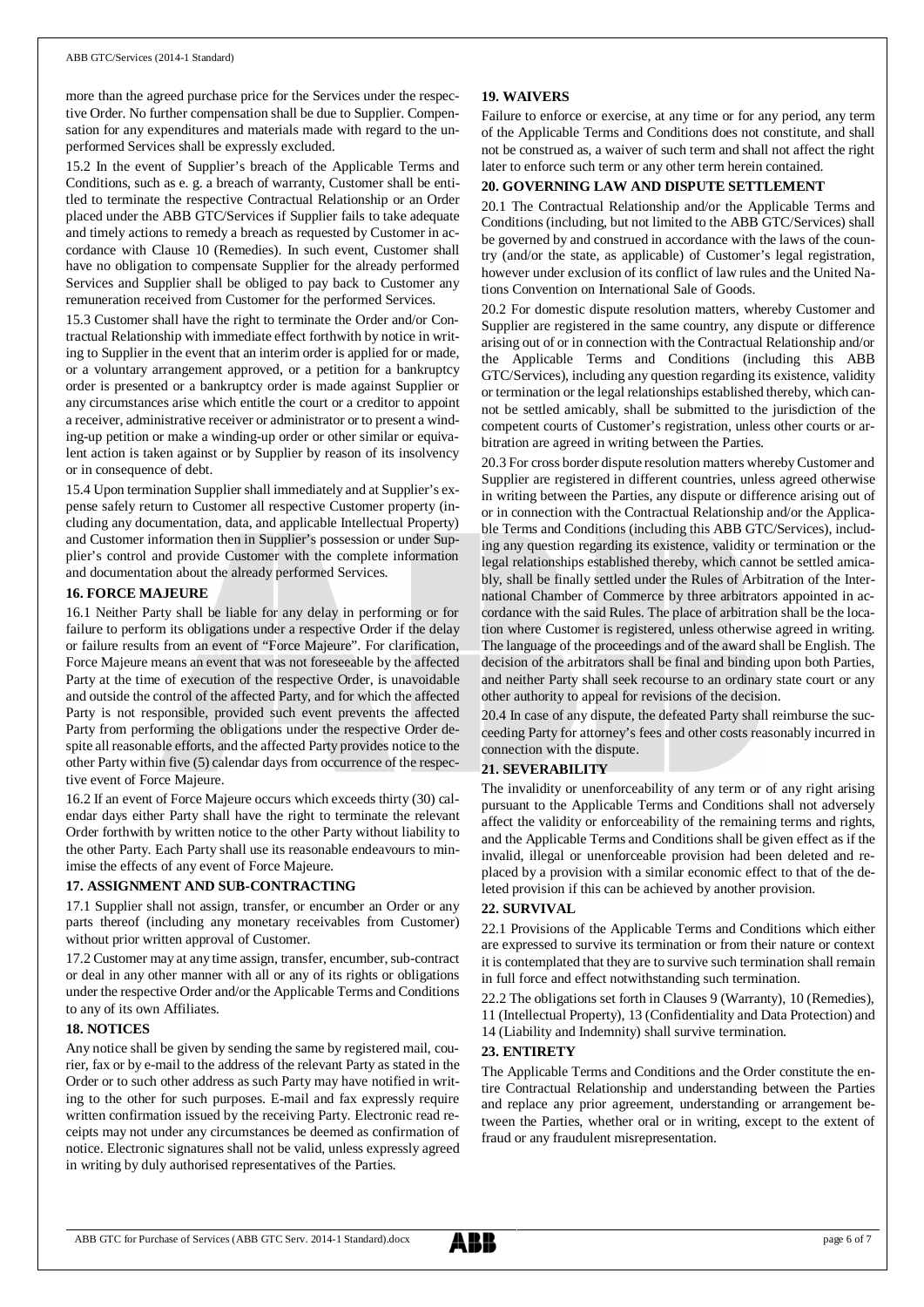more than the agreed purchase price for the Services under the respective Order. No further compensation shall be due to Supplier. Compensation for any expenditures and materials made with regard to the unperformed Services shall be expressly excluded.

15.2 In the event of Supplier's breach of the Applicable Terms and Conditions, such as e. g. a breach of warranty, Customer shall be entitled to terminate the respective Contractual Relationship or an Order placed under the ABB GTC/Services if Supplier fails to take adequate and timely actions to remedy a breach as requested by Customer in accordance with Clause 10 (Remedies). In such event, Customer shall have no obligation to compensate Supplier for the already performed Services and Supplier shall be obliged to pay back to Customer any remuneration received from Customer for the performed Services.

15.3 Customer shall have the right to terminate the Order and/or Contractual Relationship with immediate effect forthwith by notice in writing to Supplier in the event that an interim order is applied for or made, or a voluntary arrangement approved, or a petition for a bankruptcy order is presented or a bankruptcy order is made against Supplier or any circumstances arise which entitle the court or a creditor to appoint a receiver, administrative receiver or administrator or to present a winding-up petition or make a winding-up order or other similar or equivalent action is taken against or by Supplier by reason of its insolvency or in consequence of debt.

15.4 Upon termination Supplier shall immediately and at Supplier's expense safely return to Customer all respective Customer property (including any documentation, data, and applicable Intellectual Property) and Customer information then in Supplier's possession or under Supplier's control and provide Customer with the complete information and documentation about the already performed Services.

## 16. FORCE MAJEURE

16.1 Neither Party shall be liable for any delay in performing or for failure to perform its obligations under a respective Order if the delay or failure results from an event of "Force Majeure". For clarification, Force Majeure means an event that was not foreseeable by the affected Party at the time of execution of the respective Order, is unavoidable and outside the control of the affected Party, and for which the affected Party is not responsible, provided such event prevents the affected Party from performing the obligations under the respective Order despite all reasonable efforts, and the affected Party provides notice to the other Party within five (5) calendar days from occurrence of the respective event of Force Majeure.

16.2 If an event of Force Majeure occurs which exceeds thirty (30) calendar days either Party shall have the right to terminate the relevant Order forthwith by written notice to the other Party without liability to the other Party. Each Party shall use its reasonable endeavours to minimise the effects of any event of Force Majeure.

## 17. ASSIGNMENT AND SUB-CONTRACTING

17.1 Supplier shall not assign, transfer, or encumber an Order or any parts thereof (including any monetary receivables from Customer) without prior written approval of Customer.

17.2 Customer may at any time assign, transfer, encumber, sub-contract or deal in any other manner with all or any of its rights or obligations under the respective Order and/or the Applicable Terms and Conditions to any of its own Affiliates.

## 18. NOTICES

Any notice shall be given by sending the same by registered mail, courier, fax or by e-mail to the address of the relevant Party as stated in the Order or to such other address as such Party may have notified in writing to the other for such purposes. E-mail and fax expressly require written confirmation issued by the receiving Party. Electronic read receipts may not under any circumstances be deemed as confirmation of notice. Electronic signatures shall not be valid, unless expressly agreed in writing by duly authorised representatives of the Parties.

## 19. WAIVERS

Failure to enforce or exercise, at any time or for any period, any term of the Applicable Terms and Conditions does not constitute, and shall not be construed as, a waiver of such term and shall not affect the right later to enforce such term or any other term herein contained.

## 20. GOVERNING LAW AND DISPUTE SETTLEMENT

20.1 The Contractual Relationship and/or the Applicable Terms and Conditions (including, but not limited to the ABB GTC/Services) shall be governed by and construed in accordance with the laws of the country (and/or the state, as applicable) of Customer's legal registration, however under exclusion of its conflict of law rules and the United Nations Convention on International Sale of Goods.

20.2 For domestic dispute resolution matters, whereby Customer and Supplier are registered in the same country, any dispute or difference arising out of or in connection with the Contractual Relationship and/or the Applicable Terms and Conditions (including this ABB GTC/Services), including any question regarding its existence, validity or termination or the legal relationships established thereby, which cannot be settled amicably, shall be submitted to the jurisdiction of the competent courts of Customer's registration, unless other courts or arbitration are agreed in writing between the Parties.

20.3 For cross border dispute resolution matters whereby Customer and Supplier are registered in different countries, unless agreed otherwise in writing between the Parties, any dispute or difference arising out of or in connection with the Contractual Relationship and/or the Applicable Terms and Conditions (including this ABB GTC/Services), including any question regarding its existence, validity or termination or the legal relationships established thereby, which cannot be settled amicably, shall be finally settled under the Rules of Arbitration of the International Chamber of Commerce by three arbitrators appointed in accordance with the said Rules. The place of arbitration shall be the location where Customer is registered, unless otherwise agreed in writing. The language of the proceedings and of the award shall be English. The decision of the arbitrators shall be final and binding upon both Parties, and neither Party shall seek recourse to an ordinary state court or any other authority to appeal for revisions of the decision.

20.4 In case of any dispute, the defeated Party shall reimburse the succeeding Party for attorney's fees and other costs reasonably incurred in connection with the dispute.

## 21. SEVERABILITY

The invalidity or unenforceability of any term or of any right arising pursuant to the Applicable Terms and Conditions shall not adversely affect the validity or enforceability of the remaining terms and rights, and the Applicable Terms and Conditions shall be given effect as if the invalid, illegal or unenforceable provision had been deleted and replaced by a provision with a similar economic effect to that of the deleted provision if this can be achieved by another provision.

## 22. SURVIVAL

22.1 Provisions of the Applicable Terms and Conditions which either are expressed to survive its termination or from their nature or context it is contemplated that they are to survive such termination shall remain in full force and effect notwithstanding such termination.

22.2 The obligations set forth in Clauses 9 (Warranty), 10 (Remedies), 11 (Intellectual Property), 13 (Confidentiality and Data Protection) and 14 (Liability and Indemnity) shall survive termination.

## 23. ENTIRETY

The Applicable Terms and Conditions and the Order constitute the entire Contractual Relationship and understanding between the Parties and replace any prior agreement, understanding or arrangement between the Parties, whether oral or in writing, except to the extent of fraud or any fraudulent misrepresentation.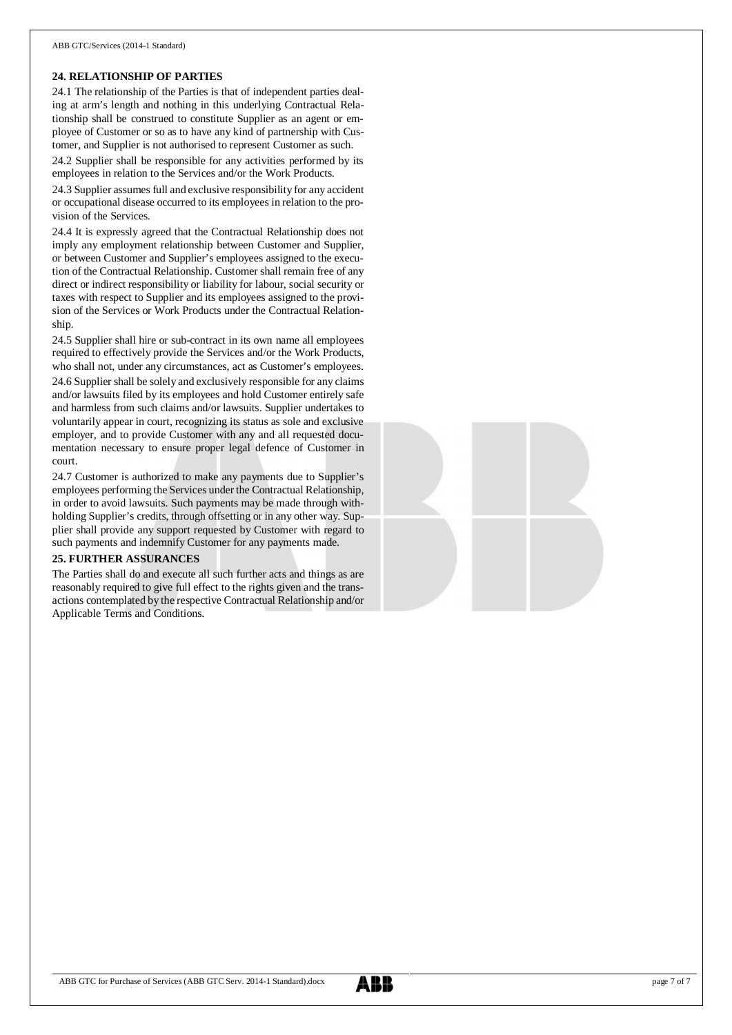## 24. RELATIONSHIP OF PARTIES

24.1 The relationship of the Parties is that of independent parties dealing at arm's length and nothing in this underlying Contractual Relationship shall be construed to constitute Supplier as an agent or employee of Customer or so as to have any kind of partnership with Customer, and Supplier is not authorised to represent Customer as such.

24.2 Supplier shall be responsible for any activities performed by its employees in relation to the Services and/or the Work Products.

24.3 Supplier assumes full and exclusive responsibility for any accident or occupational disease occurred to its employees in relation to the provision of the Services.

24.4 It is expressly agreed that the Contractual Relationship does not imply any employment relationship between Customer and Supplier, or between Customer and Supplier's employees assigned to the execution of the Contractual Relationship. Customer shall remain free of any direct or indirect responsibility or liability for labour, social security or taxes with respect to Supplier and its employees assigned to the provision of the Services or Work Products under the Contractual Relationship.

24.5 Supplier shall hire or sub-contract in its own name all employees required to effectively provide the Services and/or the Work Products, who shall not, under any circumstances, act as Customer's employees.

24.6 Supplier shall be solely and exclusively responsible for any claims and/or lawsuits filed by its employees and hold Customer entirely safe and harmless from such claims and/or lawsuits. Supplier undertakes to voluntarily appear in court, recognizing its status as sole and exclusive employer, and to provide Customer with any and all requested documentation necessary to ensure proper legal defence of Customer in court.

24.7 Customer is authorized to make any payments due to Supplier's employees performing the Services under the Contractual Relationship, in order to avoid lawsuits. Such payments may be made through withholding Supplier's credits, through offsetting or in any other way. Supplier shall provide any support requested by Customer with regard to such payments and indemnify Customer for any payments made.

## 25. FURTHER ASSURANCES

The Parties shall do and execute all such further acts and things as are reasonably required to give full effect to the rights given and the transactions contemplated by the respective Contractual Relationship and/or Applicable Terms and Conditions.